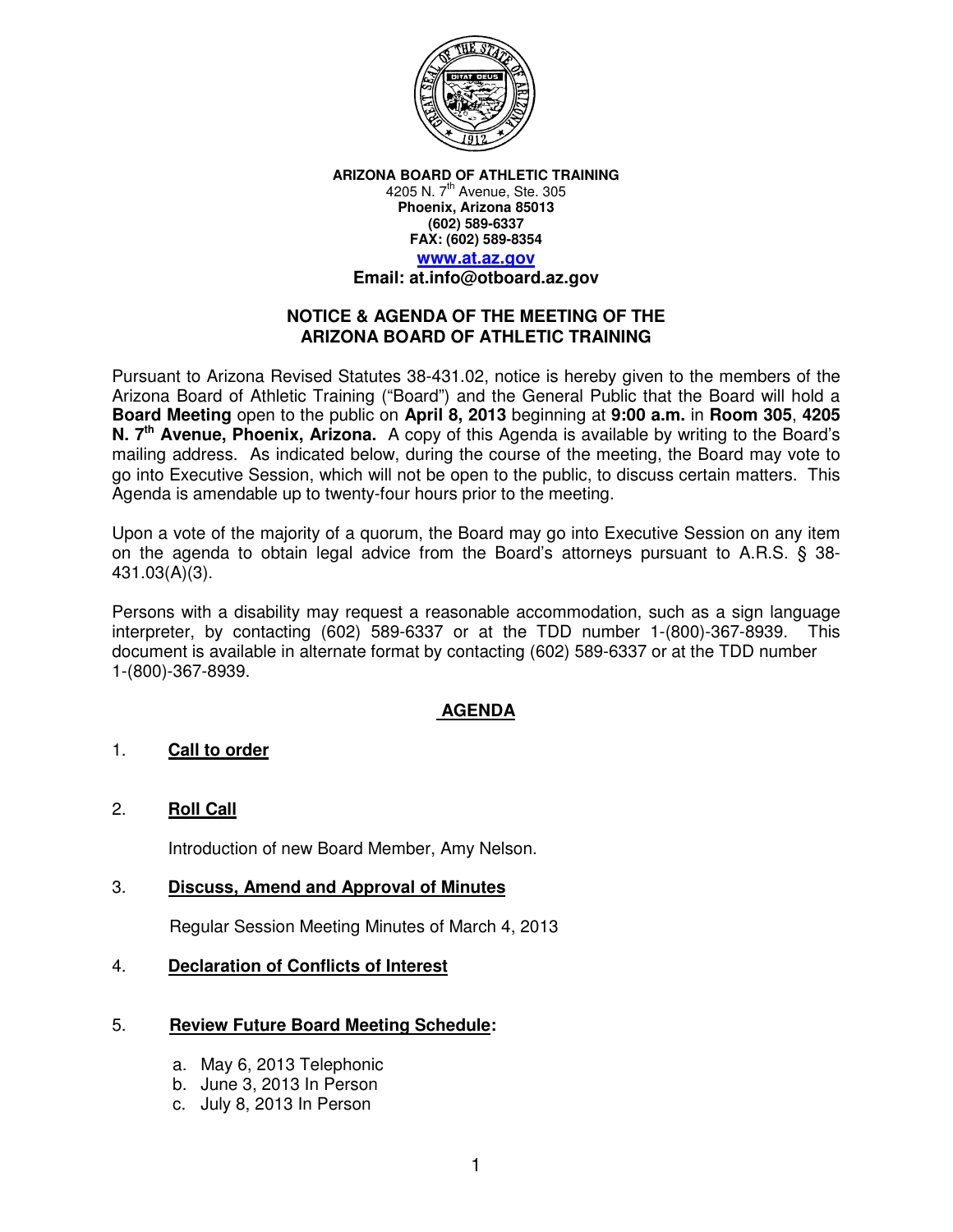**ARIZONA BOARD OF ATHLETIC TRAINING**
4205 N. 7th Avenue, Ste. 305
**Phoenix, Arizona 85013**
**(602) 589-6337**
**FAX: (602) 589-8354**
**www.at.az.gov**
**Email: at.info@otboard.az.gov**

## NOTICE & AGENDA OF THE MEETING OF THE ARIZONA BOARD OF ATHLETIC TRAINING

Pursuant to Arizona Revised Statutes 38-431.02, notice is hereby given to the members of the Arizona Board of Athletic Training ("Board") and the General Public that the Board will hold a **Board Meeting** open to the public on **April 8, 2013** beginning at **9:00 a.m.** in **Room 305**, **4205 N. 7th Avenue, Phoenix, Arizona.** A copy of this Agenda is available by writing to the Board's mailing address. As indicated below, during the course of the meeting, the Board may vote to go into Executive Session, which will not be open to the public, to discuss certain matters. This Agenda is amendable up to twenty-four hours prior to the meeting.

Upon a vote of the majority of a quorum, the Board may go into Executive Session on any item on the agenda to obtain legal advice from the Board's attorneys pursuant to A.R.S. § 38-431.03(A)(3).

Persons with a disability may request a reasonable accommodation, such as a sign language interpreter, by contacting (602) 589-6337 or at the TDD number 1-(800)-367-8939. This document is available in alternate format by contacting (602) 589-6337 or at the TDD number 1-(800)-367-8939.

## AGENDA

1. **Call to order**

2. **Roll Call**

   Introduction of new Board Member, Amy Nelson.

3. **Discuss, Amend and Approval of Minutes**

   Regular Session Meeting Minutes of March 4, 2013

4. **Declaration of Conflicts of Interest**

5. **Review Future Board Meeting Schedule:**

   a. May 6, 2013 Telephonic
   b. June 3, 2013 In Person
   c. July 8, 2013 In Person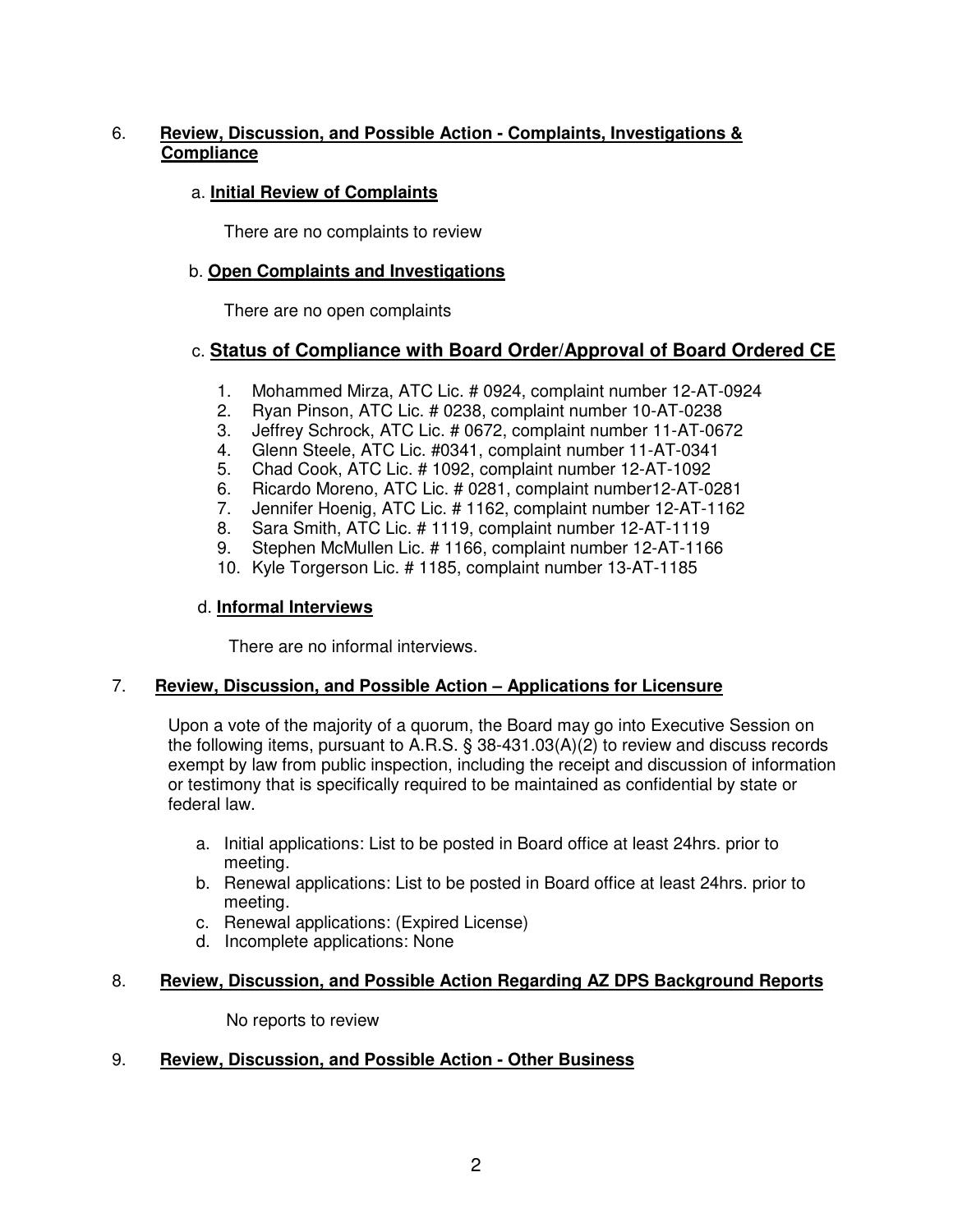6. **Review, Discussion, and Possible Action - Complaints, Investigations & Compliance**

   a. **Initial Review of Complaints**

   There are no complaints to review

   b. **Open Complaints and Investigations**

   There are no open complaints

   c. **Status of Compliance with Board Order/Approval of Board Ordered CE**

   1. Mohammed Mirza, ATC Lic. # 0924, complaint number 12-AT-0924
   2. Ryan Pinson, ATC Lic. # 0238, complaint number 10-AT-0238
   3. Jeffrey Schrock, ATC Lic. # 0672, complaint number 11-AT-0672
   4. Glenn Steele, ATC Lic. #0341, complaint number 11-AT-0341
   5. Chad Cook, ATC Lic. # 1092, complaint number 12-AT-1092
   6. Ricardo Moreno, ATC Lic. # 0281, complaint number12-AT-0281
   7. Jennifer Hoenig, ATC Lic. # 1162, complaint number 12-AT-1162
   8. Sara Smith, ATC Lic. # 1119, complaint number 12-AT-1119
   9. Stephen McMullen Lic. # 1166, complaint number 12-AT-1166
   10. Kyle Torgerson Lic. # 1185, complaint number 13-AT-1185

   d. **Informal Interviews**

   There are no informal interviews.

7. **Review, Discussion, and Possible Action – Applications for Licensure**

   Upon a vote of the majority of a quorum, the Board may go into Executive Session on the following items, pursuant to A.R.S. § 38-431.03(A)(2) to review and discuss records exempt by law from public inspection, including the receipt and discussion of information or testimony that is specifically required to be maintained as confidential by state or federal law.

   a. Initial applications: List to be posted in Board office at least 24hrs. prior to meeting.
   b. Renewal applications: List to be posted in Board office at least 24hrs. prior to meeting.
   c. Renewal applications: (Expired License)
   d. Incomplete applications: None

8. **Review, Discussion, and Possible Action Regarding AZ DPS Background Reports**

   No reports to review

9. **Review, Discussion, and Possible Action - Other Business**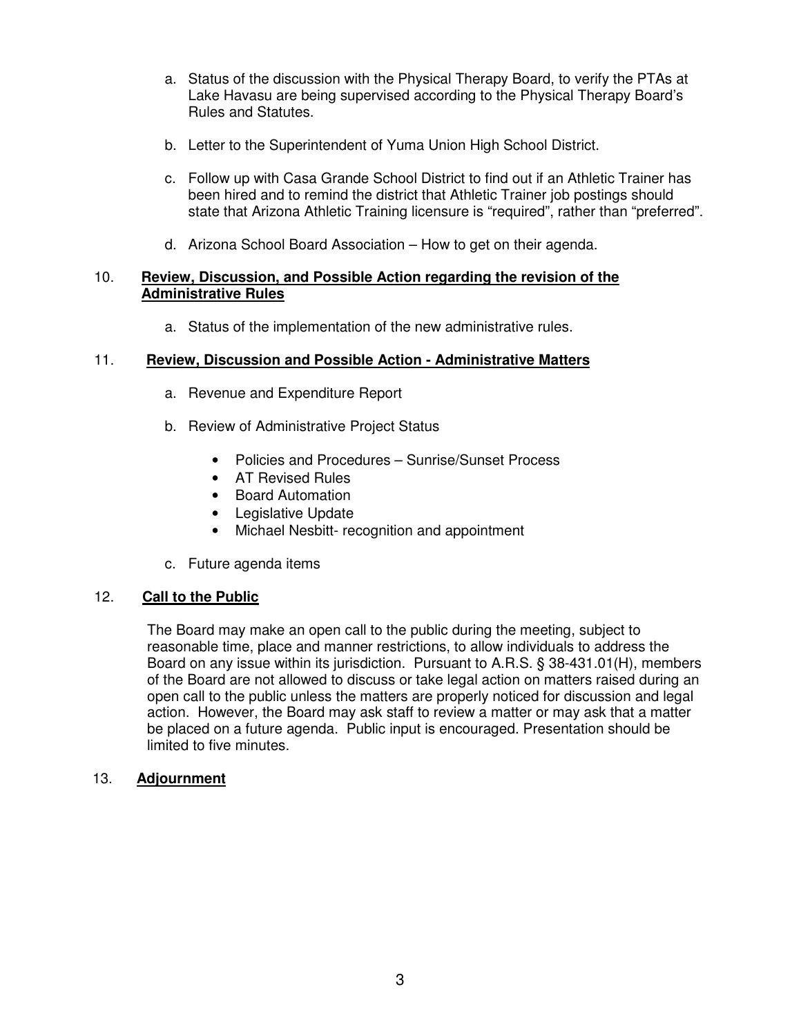a. Status of the discussion with the Physical Therapy Board, to verify the PTAs at Lake Havasu are being supervised according to the Physical Therapy Board's Rules and Statutes.

b. Letter to the Superintendent of Yuma Union High School District.

c. Follow up with Casa Grande School District to find out if an Athletic Trainer has been hired and to remind the district that Athletic Trainer job postings should state that Arizona Athletic Training licensure is "required", rather than "preferred".

d. Arizona School Board Association – How to get on their agenda.

10. **<u>Review, Discussion, and Possible Action regarding the revision of the Administrative Rules</u>**

    a. Status of the implementation of the new administrative rules.

11. **<u>Review, Discussion and Possible Action - Administrative Matters</u>**

    a. Revenue and Expenditure Report

    b. Review of Administrative Project Status

    - Policies and Procedures – Sunrise/Sunset Process
    - AT Revised Rules
    - Board Automation
    - Legislative Update
    - Michael Nesbitt- recognition and appointment

    c. Future agenda items

12. **<u>Call to the Public</u>**

    The Board may make an open call to the public during the meeting, subject to reasonable time, place and manner restrictions, to allow individuals to address the Board on any issue within its jurisdiction. Pursuant to A.R.S. § 38-431.01(H), members of the Board are not allowed to discuss or take legal action on matters raised during an open call to the public unless the matters are properly noticed for discussion and legal action. However, the Board may ask staff to review a matter or may ask that a matter be placed on a future agenda. Public input is encouraged. Presentation should be limited to five minutes.

13. **<u>Adjournment</u>**